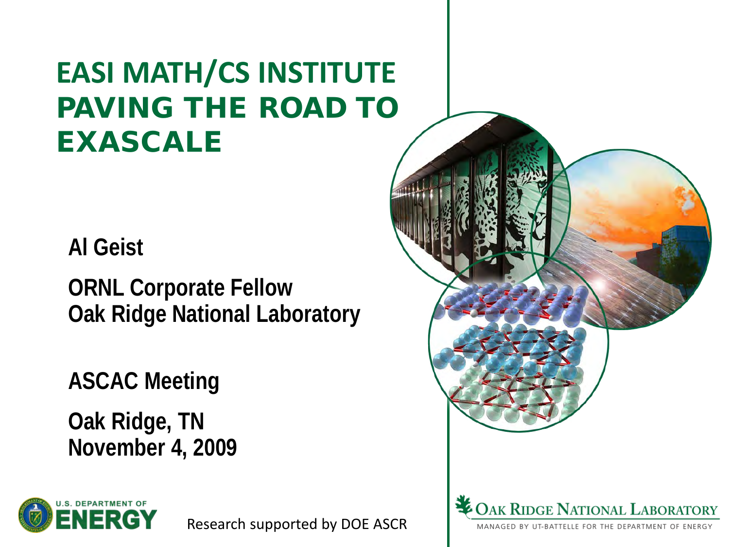# EASI MATH/CS INSTITUTE
# PAVING THE ROAD TO EXASCALE

**Al Geist**

**ORNL Corporate Fellow**
**Oak Ridge National Laboratory**

**ASCAC Meeting**

**Oak Ridge, TN**
**November 4, 2009**

U.S. DEPARTMENT OF ENERGY

Research supported by DOE ASCR

OAK RIDGE NATIONAL LABORATORY
MANAGED BY UT-BATTELLE FOR THE DEPARTMENT OF ENERGY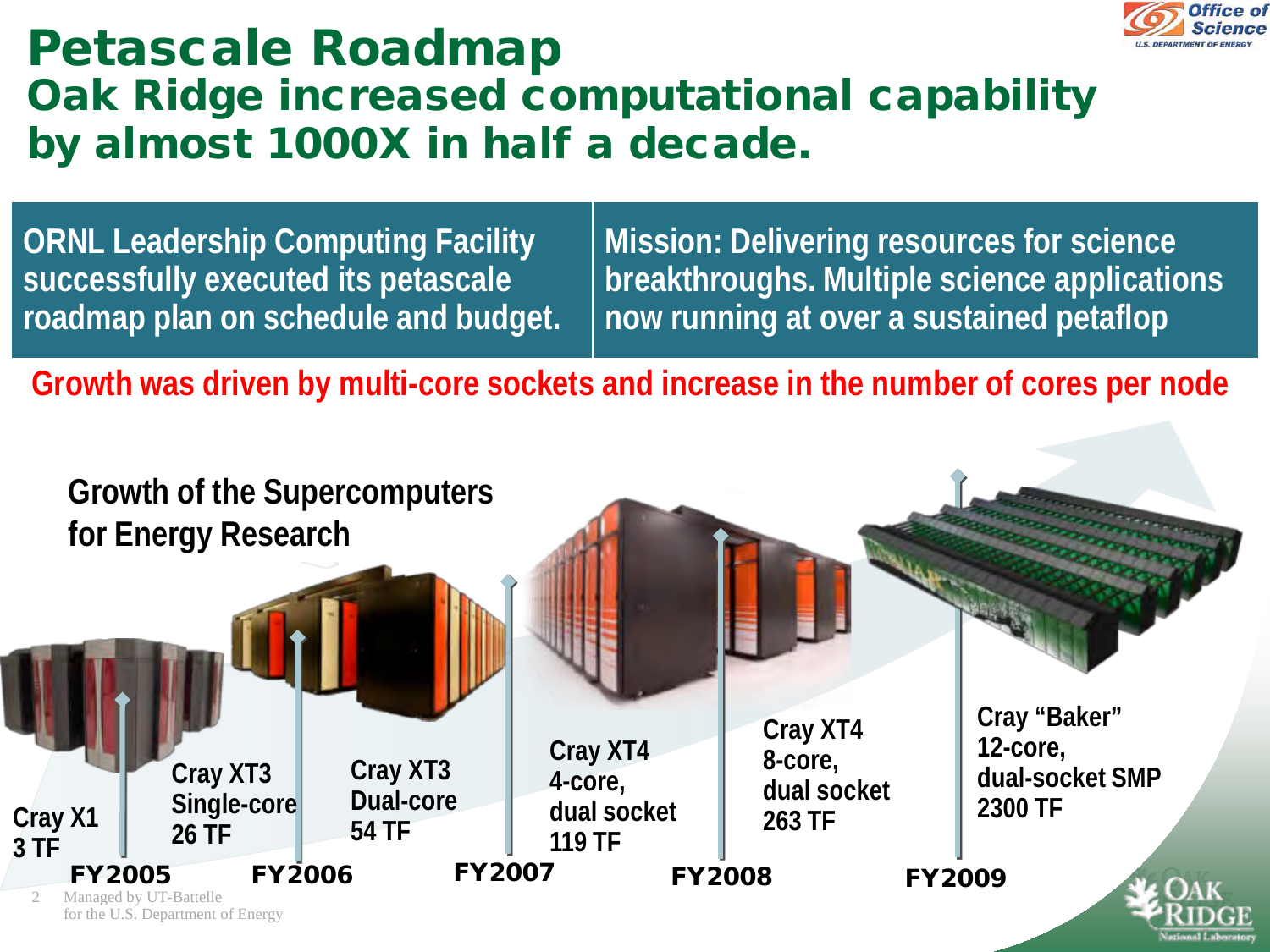# Petascale Roadmap

## Oak Ridge increased computational capability by almost 1000X in half a decade.

**ORNL Leadership Computing Facility successfully executed its petascale roadmap plan on schedule and budget.**

**Mission: Delivering resources for science breakthroughs. Multiple science applications now running at over a sustained petaflop**

**Growth was driven by multi-core sockets and increase in the number of cores per node**

### Growth of the Supercomputers for Energy Research

| FY | System | Performance |
|---|---|---|
| FY2005 | Cray X1 | 3 TF |
| FY2005 | Cray XT3 Single-core | 26 TF |
| FY2006 | Cray XT3 Dual-core | 54 TF |
| FY2007 | Cray XT4 4-core, dual socket | 119 TF |
| FY2008 | Cray XT4 8-core, dual socket | 263 TF |
| FY2009 | Cray "Baker" 12-core, dual-socket SMP | 2300 TF |

Managed by UT-Battelle for the U.S. Department of Energy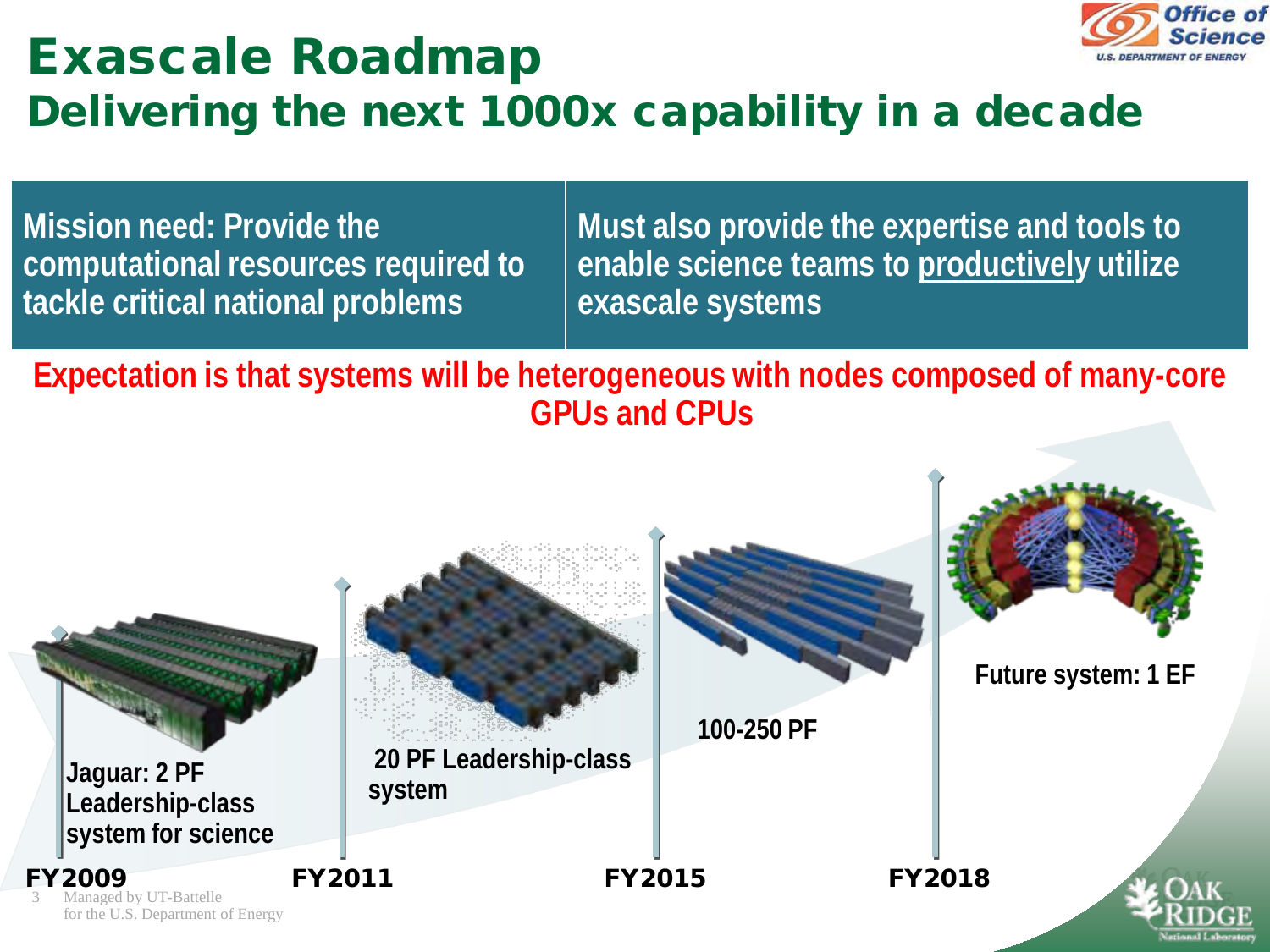# Exascale Roadmap

## Delivering the next 1000x capability in a decade

| Mission need: Provide the computational resources required to tackle critical national problems | Must also provide the expertise and tools to enable science teams to productively utilize exascale systems |
|---|---|

**Expectation is that systems will be heterogeneous with nodes composed of many-core GPUs and CPUs**

- **FY2009** — Jaguar: 2 PF Leadership-class system for science
- **FY2011** — 20 PF Leadership-class system
- **FY2015** — 100-250 PF
- **FY2018** — Future system: 1 EF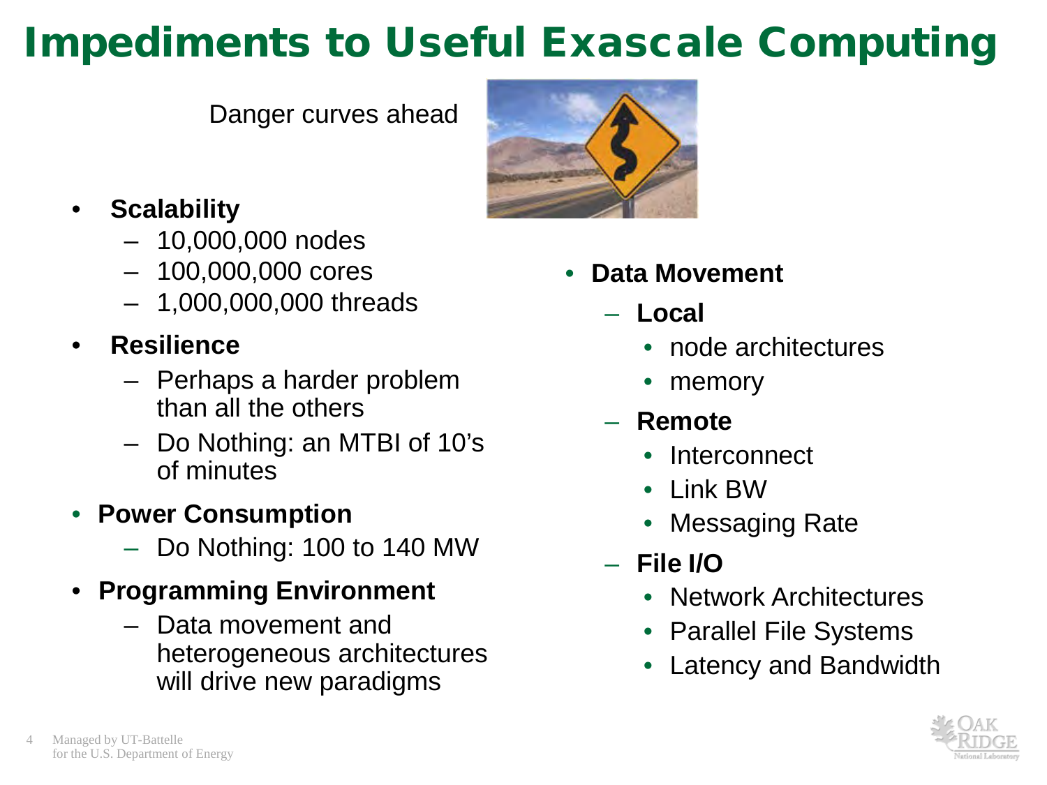# Impediments to Useful Exascale Computing

Danger curves ahead

- **Scalability**
  - 10,000,000 nodes
  - 100,000,000 cores
  - 1,000,000,000 threads
- **Resilience**
  - Perhaps a harder problem than all the others
  - Do Nothing: an MTBI of 10's of minutes
- **Power Consumption**
  - Do Nothing: 100 to 140 MW
- **Programming Environment**
  - Data movement and heterogeneous architectures will drive new paradigms

- **Data Movement**
  - **Local**
    - node architectures
    - memory
  - **Remote**
    - Interconnect
    - Link BW
    - Messaging Rate
  - **File I/O**
    - Network Architectures
    - Parallel File Systems
    - Latency and Bandwidth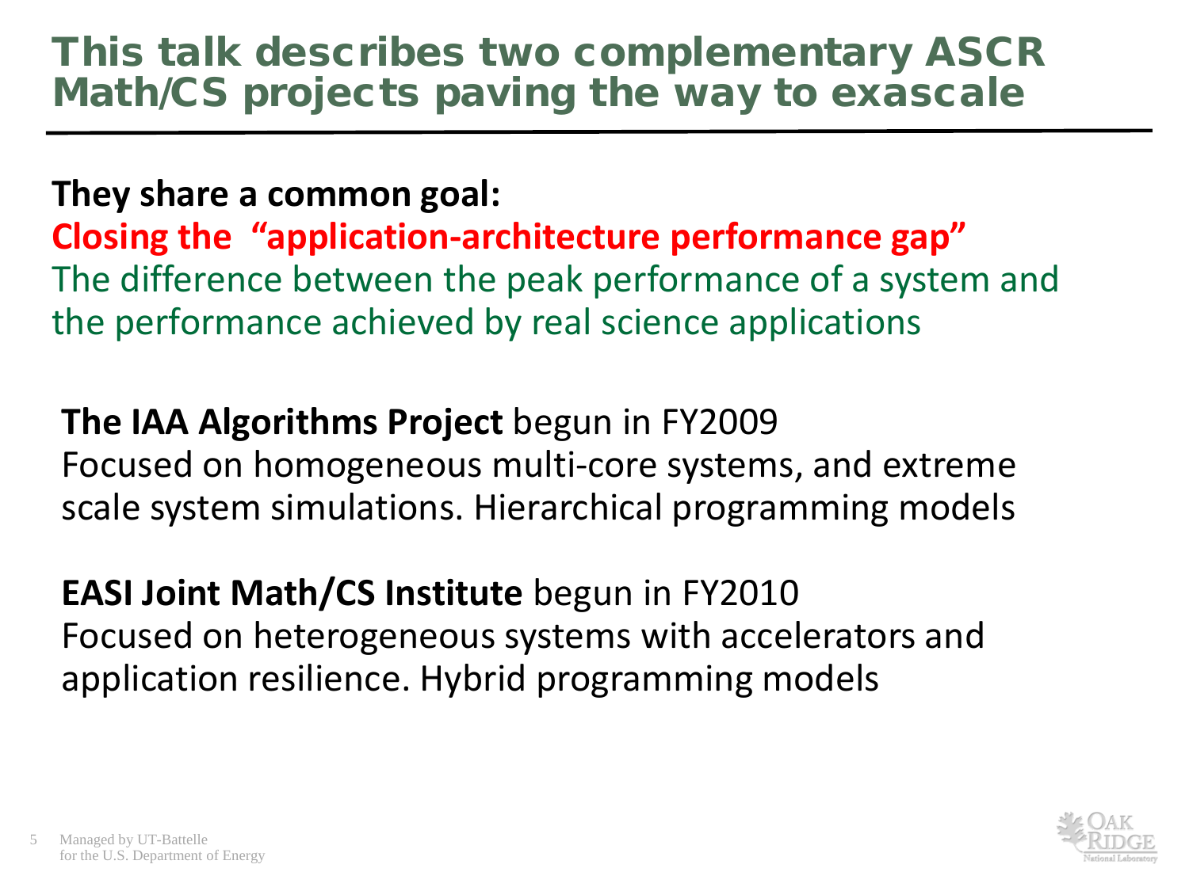# This talk describes two complementary ASCR Math/CS projects paving the way to exascale

**They share a common goal:**

**Closing the "application-architecture performance gap"**

The difference between the peak performance of a system and the performance achieved by real science applications

**The IAA Algorithms Project** begun in FY2009

Focused on homogeneous multi-core systems, and extreme scale system simulations. Hierarchical programming models

**EASI Joint Math/CS Institute** begun in FY2010

Focused on heterogeneous systems with accelerators and application resilience. Hybrid programming models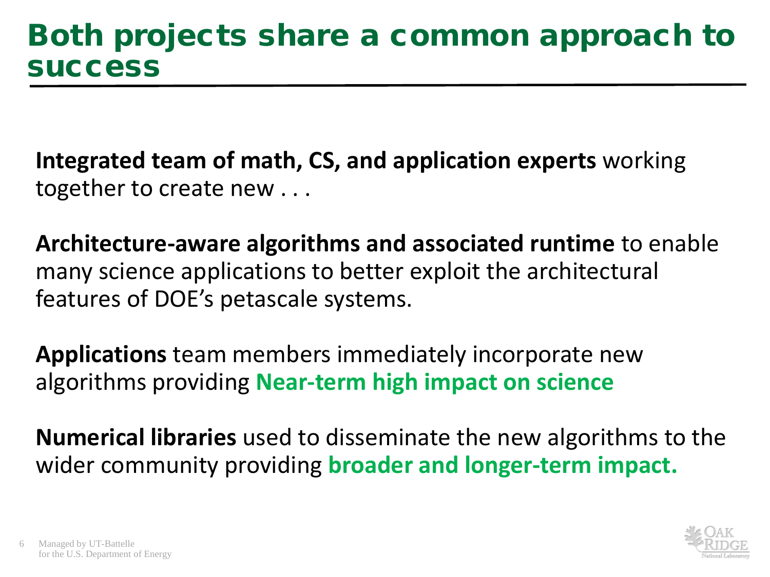# Both projects share a common approach to success

**Integrated team of math, CS, and application experts** working together to create new . . .

**Architecture-aware algorithms and associated runtime** to enable many science applications to better exploit the architectural features of DOE's petascale systems.

**Applications** team members immediately incorporate new algorithms providing **Near-term high impact on science**

**Numerical libraries** used to disseminate the new algorithms to the wider community providing **broader and longer-term impact.**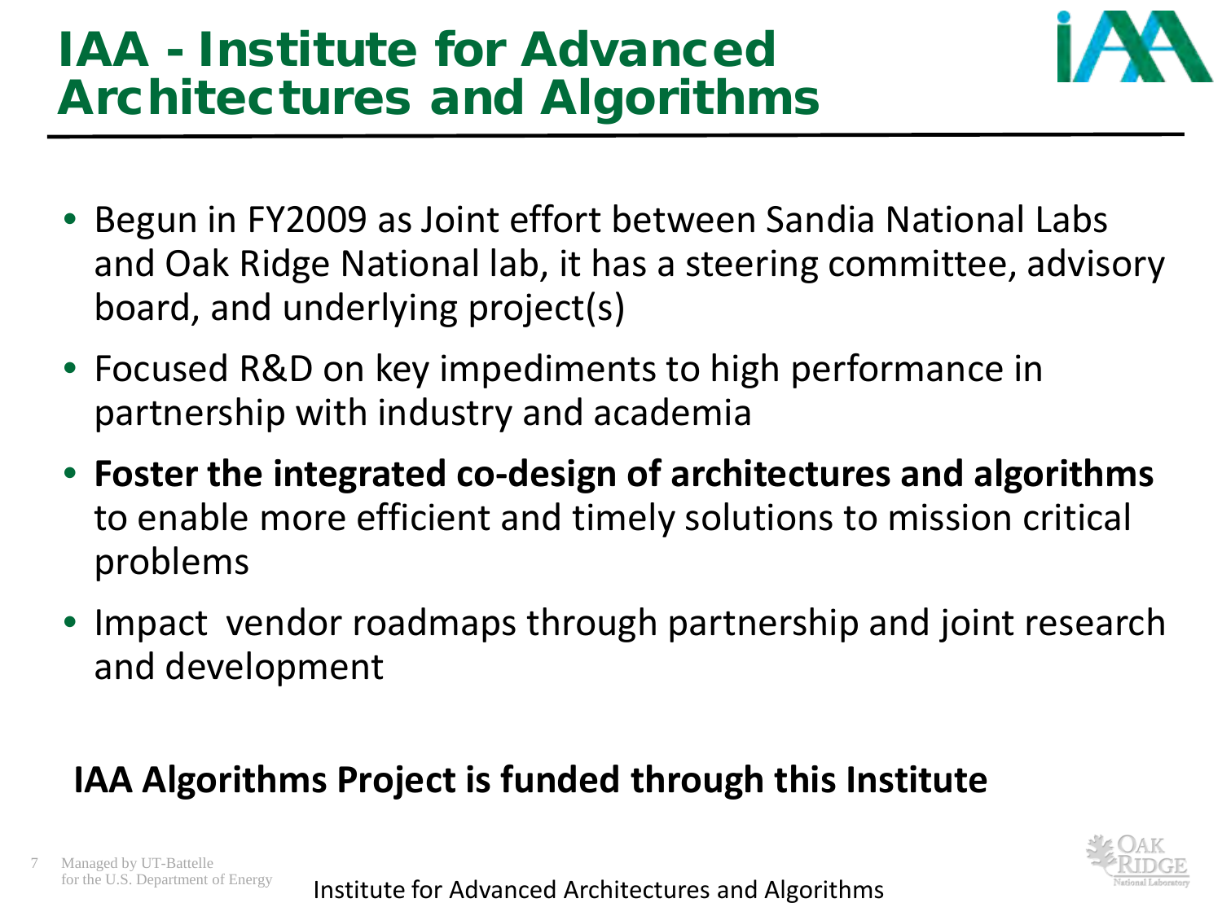# IAA - Institute for Advanced Architectures and Algorithms

- Begun in FY2009 as Joint effort between Sandia National Labs and Oak Ridge National lab, it has a steering committee, advisory board, and underlying project(s)
- Focused R&D on key impediments to high performance in partnership with industry and academia
- **Foster the integrated co-design of architectures and algorithms** to enable more efficient and timely solutions to mission critical problems
- Impact vendor roadmaps through partnership and joint research and development

**IAA Algorithms Project is funded through this Institute**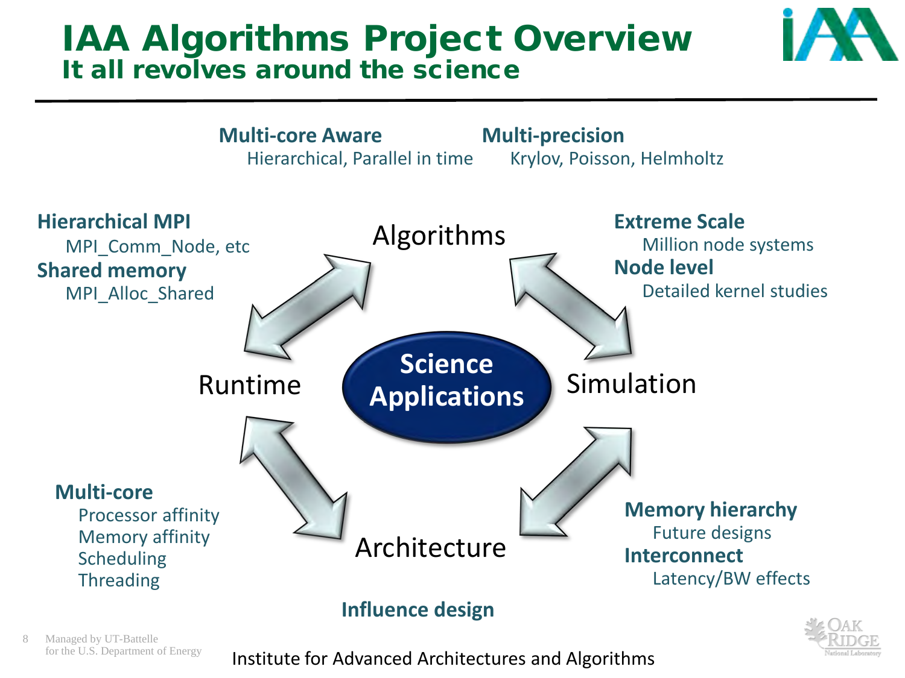# IAA Algorithms Project Overview
## It all revolves around the science

**Multi-core Aware**
Hierarchical, Parallel in time

**Multi-precision**
Krylov, Poisson, Helmholtz

**Hierarchical MPI**
MPI_Comm_Node, etc

**Shared memory**
MPI_Alloc_Shared

**Extreme Scale**
Million node systems

**Node level**
Detailed kernel studies

Algorithms

Runtime

**Science Applications**

Simulation

Architecture

**Multi-core**
Processor affinity
Memory affinity
Scheduling
Threading

**Memory hierarchy**
Future designs

**Interconnect**
Latency/BW effects

**Influence design**

Institute for Advanced Architectures and Algorithms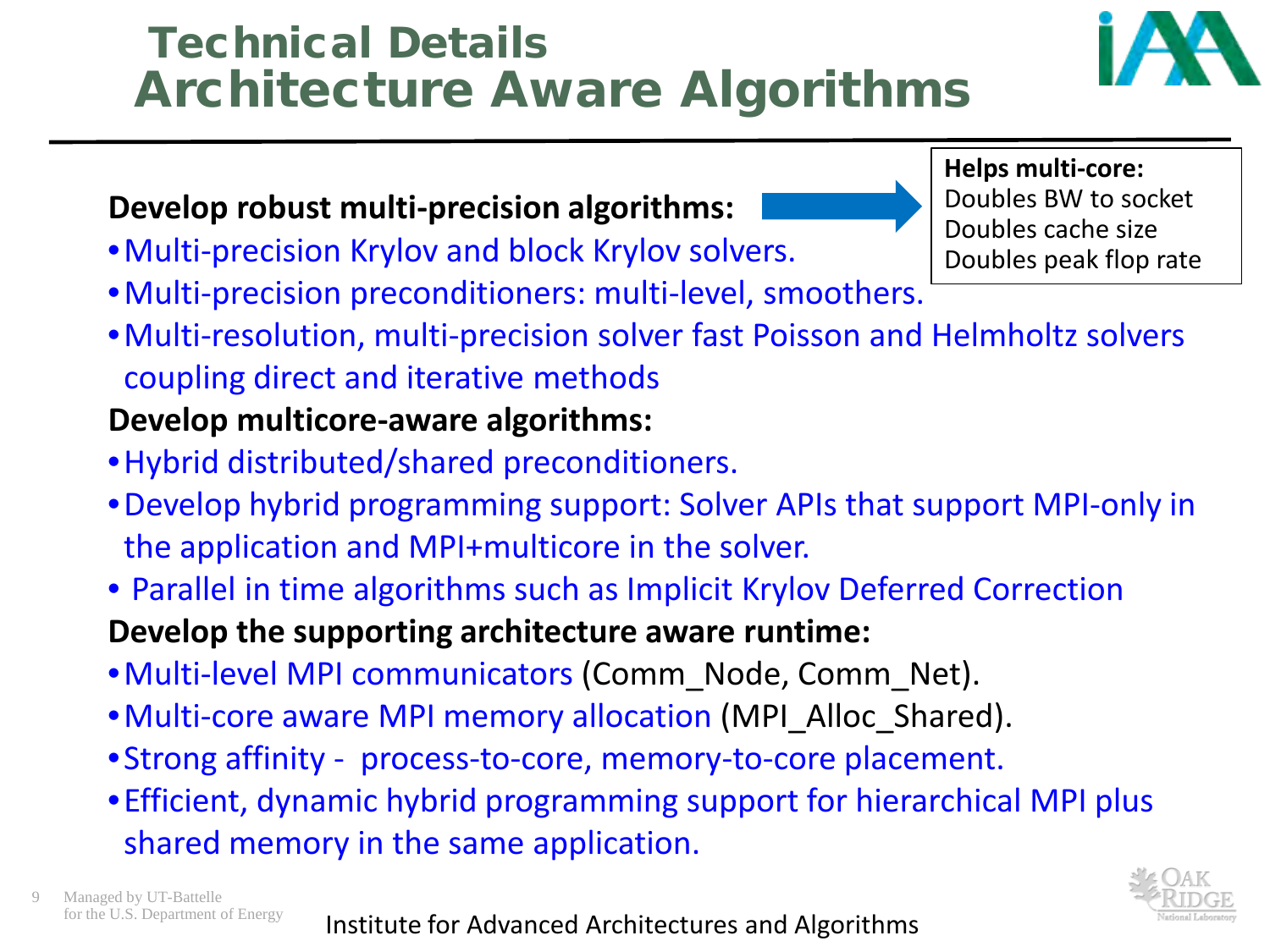# Technical Details
## Architecture Aware Algorithms

**Develop robust multi-precision algorithms:**

- Multi-precision Krylov and block Krylov solvers.
- Multi-precision preconditioners: multi-level, smoothers.
- Multi-resolution, multi-precision solver fast Poisson and Helmholtz solvers coupling direct and iterative methods

**Helps multi-core:**
Doubles BW to socket
Doubles cache size
Doubles peak flop rate

**Develop multicore-aware algorithms:**

- Hybrid distributed/shared preconditioners.
- Develop hybrid programming support: Solver APIs that support MPI-only in the application and MPI+multicore in the solver.
- Parallel in time algorithms such as Implicit Krylov Deferred Correction

**Develop the supporting architecture aware runtime:**

- Multi-level MPI communicators (Comm_Node, Comm_Net).
- Multi-core aware MPI memory allocation (MPI_Alloc_Shared).
- Strong affinity - process-to-core, memory-to-core placement.
- Efficient, dynamic hybrid programming support for hierarchical MPI plus shared memory in the same application.

Managed by UT-Battelle for the U.S. Department of Energy

Institute for Advanced Architectures and Algorithms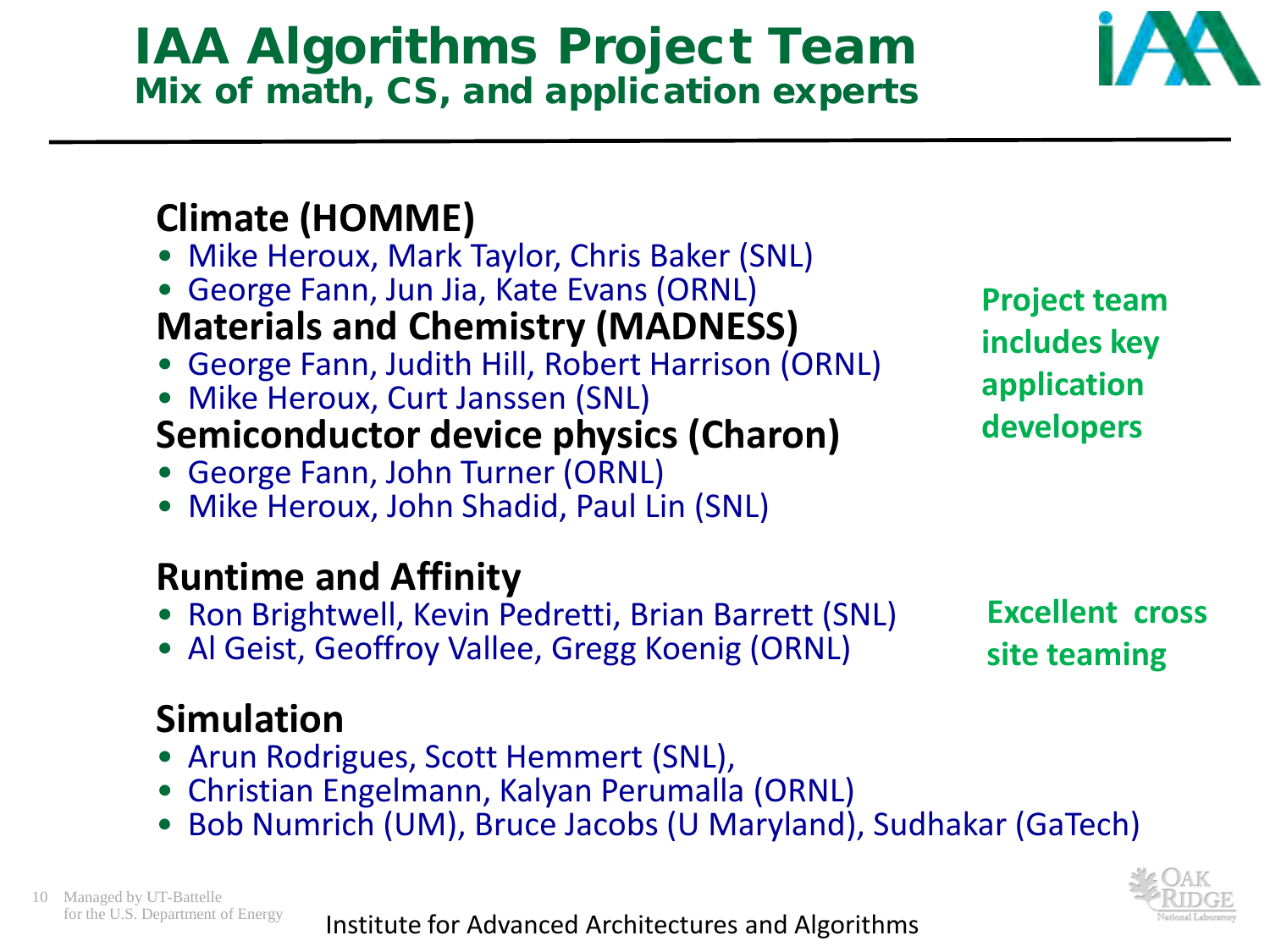# IAA Algorithms Project Team

## Mix of math, CS, and application experts

**Climate (HOMME)**

- Mike Heroux, Mark Taylor, Chris Baker (SNL)
- George Fann, Jun Jia, Kate Evans (ORNL)

**Materials and Chemistry (MADNESS)**

- George Fann, Judith Hill, Robert Harrison (ORNL)
- Mike Heroux, Curt Janssen (SNL)

**Semiconductor device physics (Charon)**

- George Fann, John Turner (ORNL)
- Mike Heroux, John Shadid, Paul Lin (SNL)

**Project team includes key application developers**

**Runtime and Affinity**

- Ron Brightwell, Kevin Pedretti, Brian Barrett (SNL)
- Al Geist, Geoffroy Vallee, Gregg Koenig (ORNL)

**Excellent cross site teaming**

**Simulation**

- Arun Rodrigues, Scott Hemmert (SNL),
- Christian Engelmann, Kalyan Perumalla (ORNL)
- Bob Numrich (UM), Bruce Jacobs (U Maryland), Sudhakar (GaTech)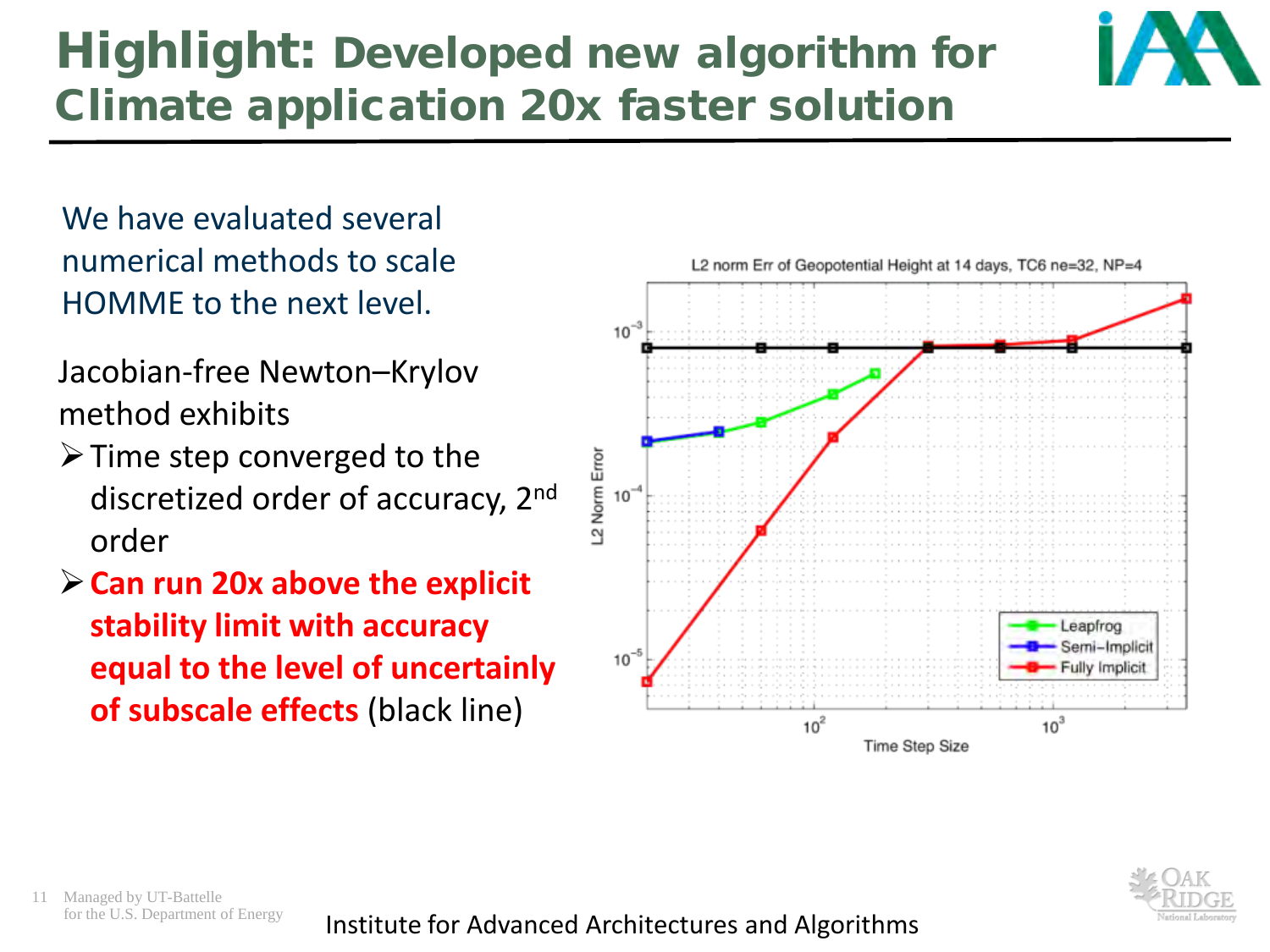# Highlight: Developed new algorithm for Climate application 20x faster solution

We have evaluated several numerical methods to scale HOMME to the next level.

Jacobian-free Newton–Krylov method exhibits

- Time step converged to the discretized order of accuracy, 2nd order
- **Can run 20x above the explicit stability limit with accuracy equal to the level of uncertainly of subscale effects** (black line)

L2 norm Err of Geopotential Height at 14 days, TC6 ne=32, NP=4

Institute for Advanced Architectures and Algorithms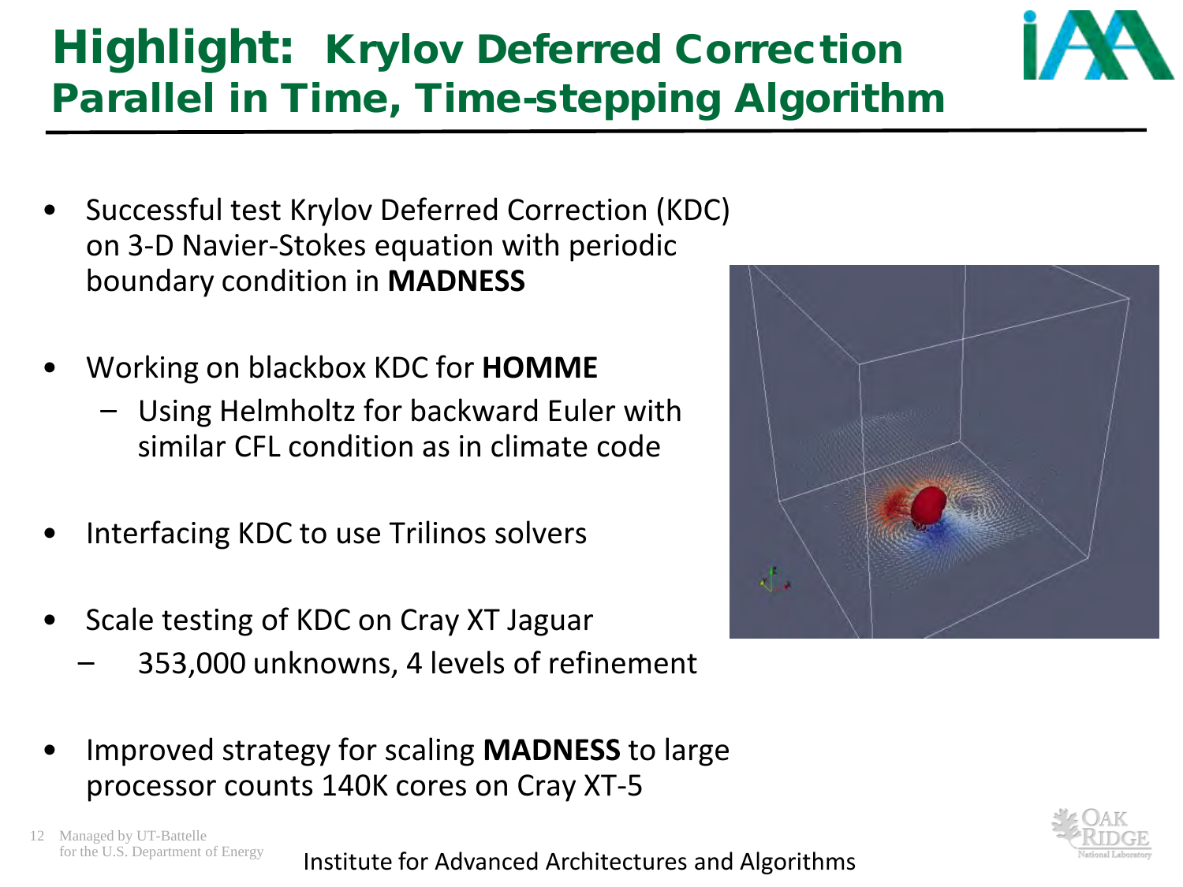# Highlight: Krylov Deferred Correction Parallel in Time, Time-stepping Algorithm

- Successful test Krylov Deferred Correction (KDC) on 3-D Navier-Stokes equation with periodic boundary condition in **MADNESS**
- Working on blackbox KDC for **HOMME**
  - Using Helmholtz for backward Euler with similar CFL condition as in climate code
- Interfacing KDC to use Trilinos solvers
- Scale testing of KDC on Cray XT Jaguar
  - 353,000 unknowns, 4 levels of refinement
- Improved strategy for scaling **MADNESS** to large processor counts 140K cores on Cray XT-5

Institute for Advanced Architectures and Algorithms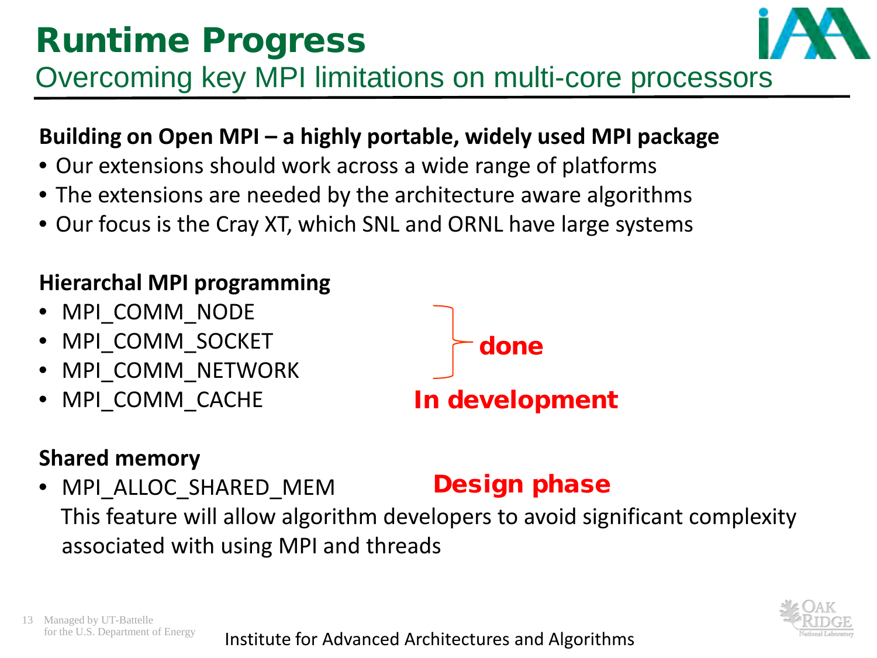# Runtime Progress

## Overcoming key MPI limitations on multi-core processors

**Building on Open MPI – a highly portable, widely used MPI package**

- Our extensions should work across a wide range of platforms
- The extensions are needed by the architecture aware algorithms
- Our focus is the Cray XT, which SNL and ORNL have large systems

**Hierarchal MPI programming**

- MPI_COMM_NODE
- MPI_COMM_SOCKET
- MPI_COMM_NETWORK
- MPI_COMM_CACHE

(MPI_COMM_NODE, MPI_COMM_SOCKET, MPI_COMM_NETWORK: **done**)

(MPI_COMM_CACHE: **In development**)

**Shared memory**

- MPI_ALLOC_SHARED_MEM — **Design phase**

  This feature will allow algorithm developers to avoid significant complexity associated with using MPI and threads

Institute for Advanced Architectures and Algorithms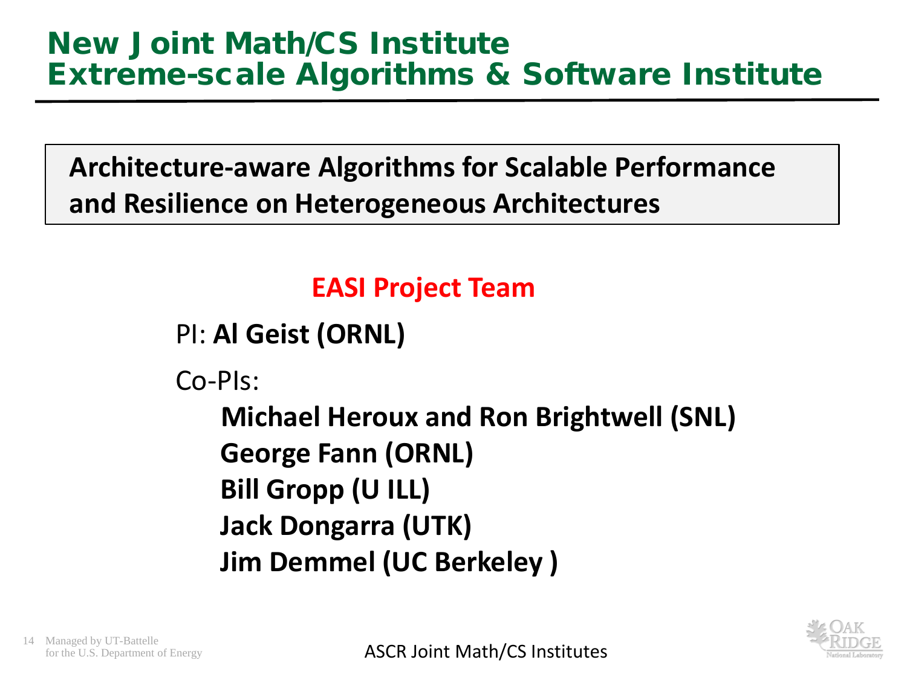# New Joint Math/CS Institute
# Extreme-scale Algorithms & Software Institute

**Architecture-aware Algorithms for Scalable Performance and Resilience on Heterogeneous Architectures**

## EASI Project Team

PI: **Al Geist (ORNL)**

Co-PIs:

- **Michael Heroux and Ron Brightwell (SNL)**
- **George Fann (ORNL)**
- **Bill Gropp (U ILL)**
- **Jack Dongarra (UTK)**
- **Jim Demmel (UC Berkeley )**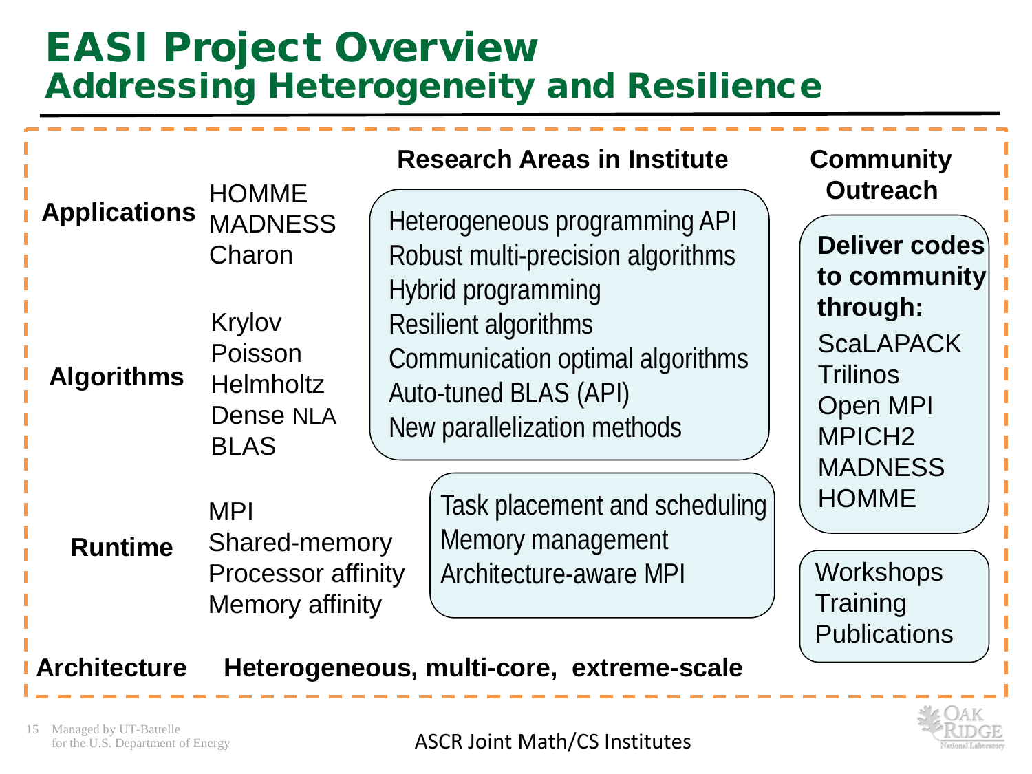# EASI Project Overview

## Addressing Heterogeneity and Resilience

| | | **Research Areas in Institute** | **Community Outreach** |
|---|---|---|---|
| **Applications** | HOMME<br>MADNESS<br>Charon | Heterogeneous programming API<br>Robust multi-precision algorithms<br>Hybrid programming<br>Resilient algorithms<br>Communication optimal algorithms<br>Auto-tuned BLAS (API)<br>New parallelization methods | **Deliver codes to community through:**<br>ScaLAPACK<br>Trilinos<br>Open MPI<br>MPICH2<br>MADNESS<br>HOMME |
| **Algorithms** | Krylov<br>Poisson<br>Helmholtz<br>Dense NLA<br>BLAS | | |
| **Runtime** | MPI<br>Shared-memory<br>Processor affinity<br>Memory affinity | Task placement and scheduling<br>Memory management<br>Architecture-aware MPI | Workshops<br>Training<br>Publications |
| **Architecture** | **Heterogeneous, multi-core, extreme-scale** | | |

ASCR Joint Math/CS Institutes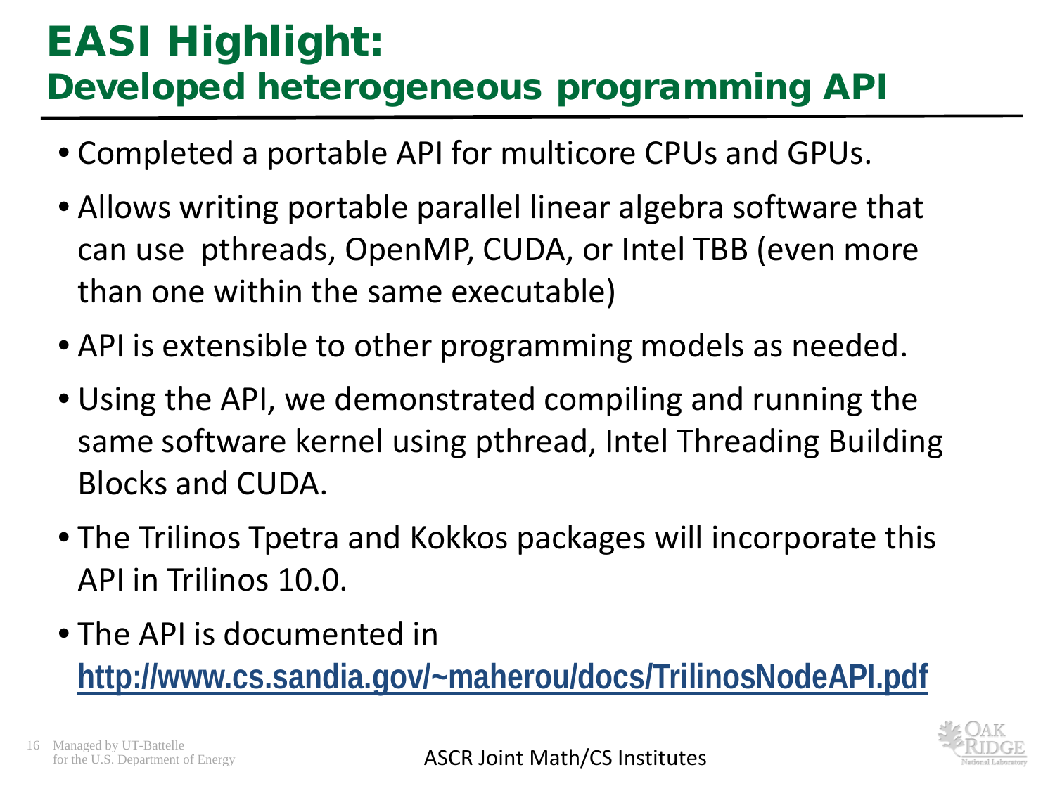# EASI Highlight:
## Developed heterogeneous programming API

- Completed a portable API for multicore CPUs and GPUs.
- Allows writing portable parallel linear algebra software that can use pthreads, OpenMP, CUDA, or Intel TBB (even more than one within the same executable)
- API is extensible to other programming models as needed.
- Using the API, we demonstrated compiling and running the same software kernel using pthread, Intel Threading Building Blocks and CUDA.
- The Trilinos Tpetra and Kokkos packages will incorporate this API in Trilinos 10.0.
- The API is documented in **http://www.cs.sandia.gov/~maherou/docs/TrilinosNodeAPI.pdf**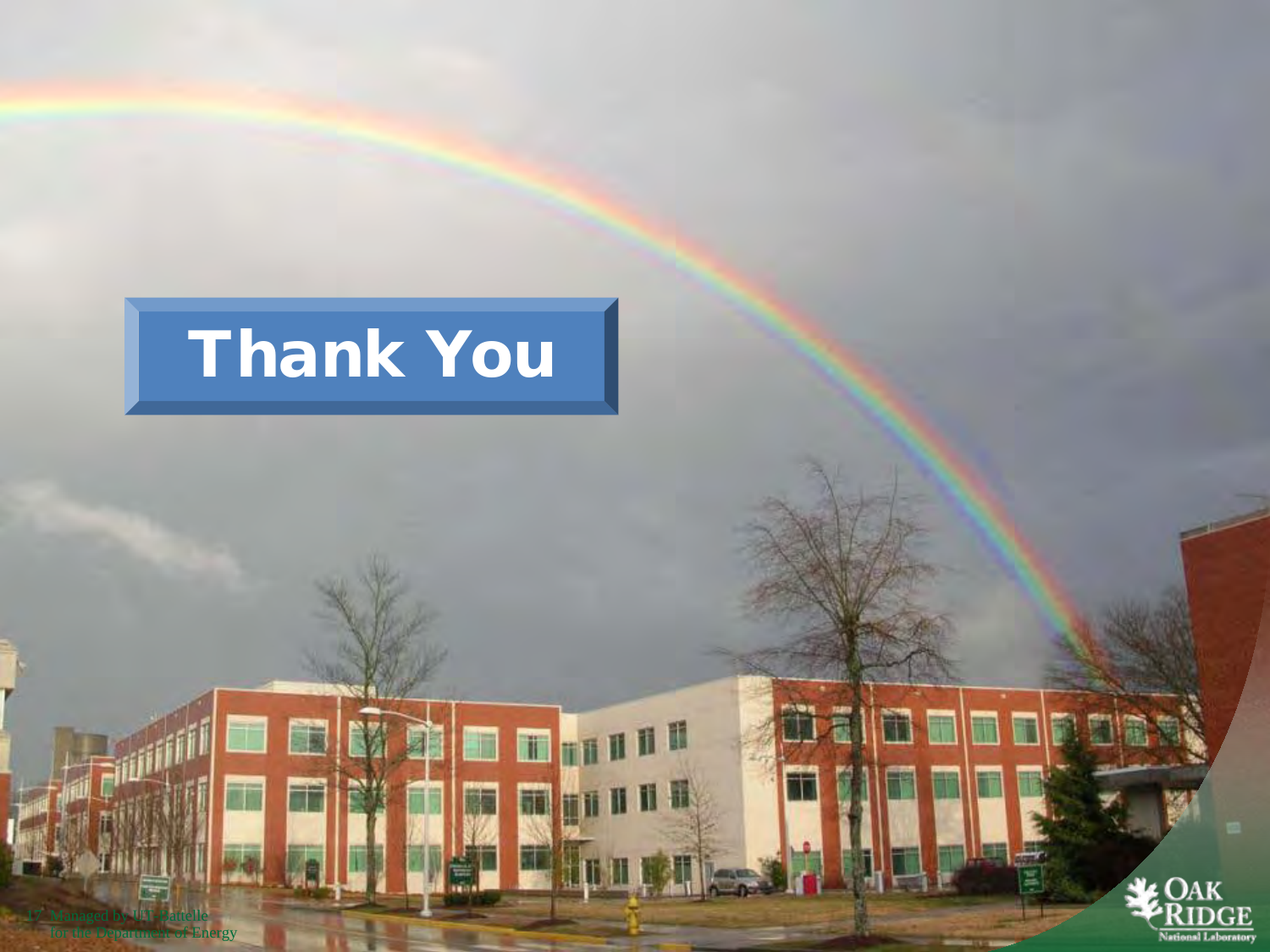# Thank You